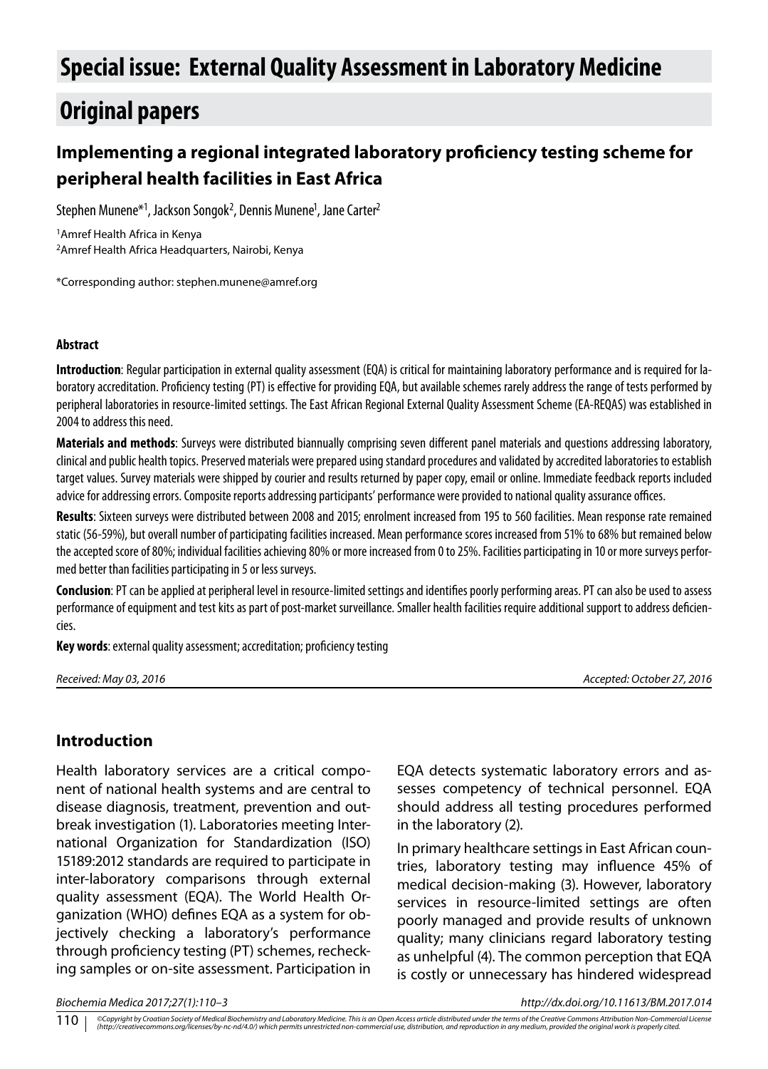# Special issue: External Quality Assessment in Laboratory Medicine

# Original papers

## Implementing a regional integrated laboratory proficiency testing scheme for peripheral health facilities in East Africa

Stephen Munene*[1], Jackson Songok[2], Dennis Munene[1], Jane Carter[2]

[1]Amref Health Africa in Kenya
[2]Amref Health Africa Headquarters, Nairobi, Kenya

*Corresponding author: stephen.munene@amref.org

#### Abstract

**Introduction**: Regular participation in external quality assessment (EQA) is critical for maintaining laboratory performance and is required for laboratory accreditation. Proficiency testing (PT) is effective for providing EQA, but available schemes rarely address the range of tests performed by peripheral laboratories in resource-limited settings. The East African Regional External Quality Assessment Scheme (EA-REQAS) was established in 2004 to address this need.

**Materials and methods**: Surveys were distributed biannually comprising seven different panel materials and questions addressing laboratory, clinical and public health topics. Preserved materials were prepared using standard procedures and validated by accredited laboratories to establish target values. Survey materials were shipped by courier and results returned by paper copy, email or online. Immediate feedback reports included advice for addressing errors. Composite reports addressing participants' performance were provided to national quality assurance offices.

**Results**: Sixteen surveys were distributed between 2008 and 2015; enrolment increased from 195 to 560 facilities. Mean response rate remained static (56-59%), but overall number of participating facilities increased. Mean performance scores increased from 51% to 68% but remained below the accepted score of 80%; individual facilities achieving 80% or more increased from 0 to 25%. Facilities participating in 10 or more surveys performed better than facilities participating in 5 or less surveys.

**Conclusion**: PT can be applied at peripheral level in resource-limited settings and identifies poorly performing areas. PT can also be used to assess performance of equipment and test kits as part of post-market surveillance. Smaller health facilities require additional support to address deficiencies.

**Key words**: external quality assessment; accreditation; proficiency testing

*Received: May 03, 2016* *Accepted: October 27, 2016*

## Introduction

Health laboratory services are a critical component of national health systems and are central to disease diagnosis, treatment, prevention and outbreak investigation (1). Laboratories meeting International Organization for Standardization (ISO) 15189:2012 standards are required to participate in inter-laboratory comparisons through external quality assessment (EQA). The World Health Organization (WHO) defines EQA as a system for objectively checking a laboratory's performance through proficiency testing (PT) schemes, rechecking samples or on-site assessment. Participation in EQA detects systematic laboratory errors and assesses competency of technical personnel. EQA should address all testing procedures performed in the laboratory (2).

In primary healthcare settings in East African countries, laboratory testing may influence 45% of medical decision-making (3). However, laboratory services in resource-limited settings are often poorly managed and provide results of unknown quality; many clinicians regard laboratory testing as unhelpful (4). The common perception that EQA is costly or unnecessary has hindered widespread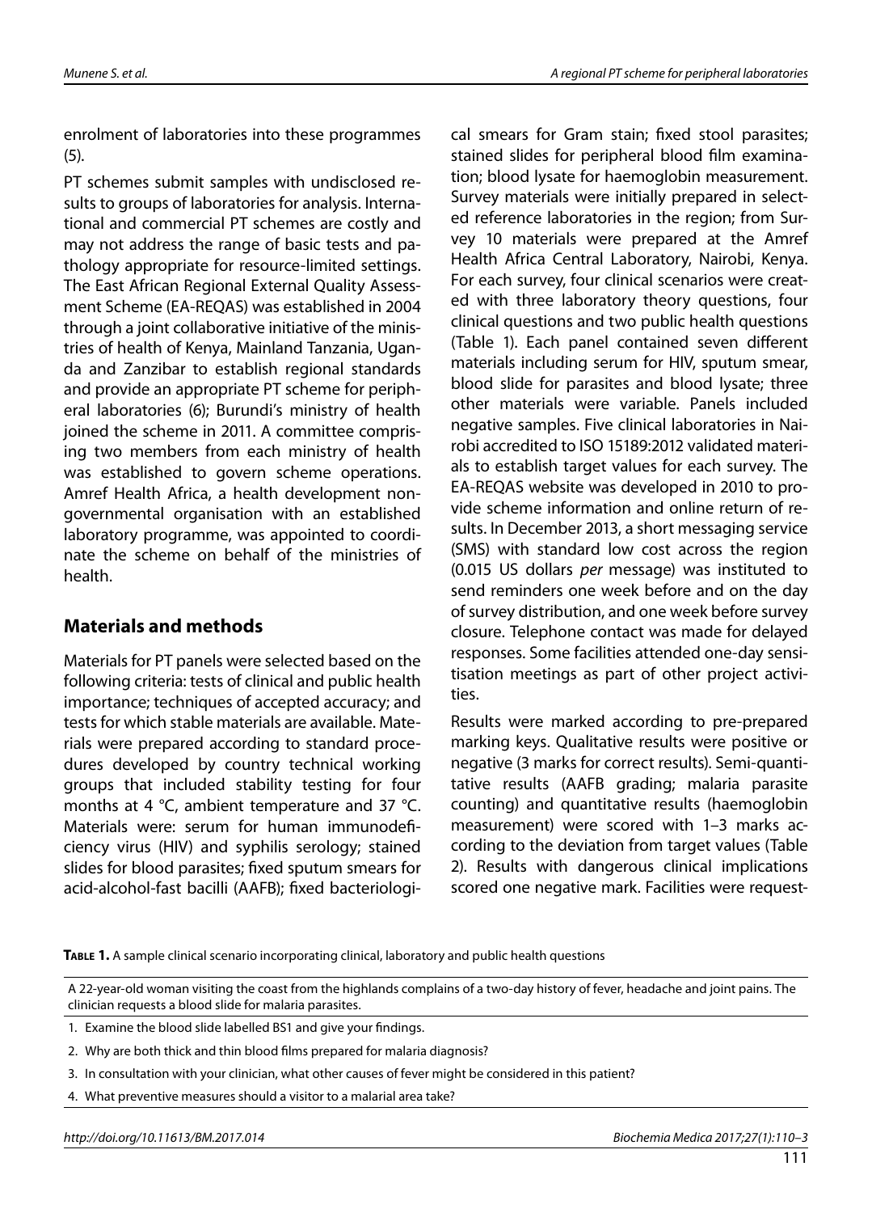enrolment of laboratories into these programmes (5).

PT schemes submit samples with undisclosed results to groups of laboratories for analysis. International and commercial PT schemes are costly and may not address the range of basic tests and pathology appropriate for resource-limited settings. The East African Regional External Quality Assessment Scheme (EA-REQAS) was established in 2004 through a joint collaborative initiative of the ministries of health of Kenya, Mainland Tanzania, Uganda and Zanzibar to establish regional standards and provide an appropriate PT scheme for peripheral laboratories (6); Burundi's ministry of health joined the scheme in 2011. A committee comprising two members from each ministry of health was established to govern scheme operations. Amref Health Africa, a health development non-governmental organisation with an established laboratory programme, was appointed to coordinate the scheme on behalf of the ministries of health.

## Materials and methods

Materials for PT panels were selected based on the following criteria: tests of clinical and public health importance; techniques of accepted accuracy; and tests for which stable materials are available. Materials were prepared according to standard procedures developed by country technical working groups that included stability testing for four months at 4 °C, ambient temperature and 37 °C. Materials were: serum for human immunodeficiency virus (HIV) and syphilis serology; stained slides for blood parasites; fixed sputum smears for acid-alcohol-fast bacilli (AAFB); fixed bacteriological smears for Gram stain; fixed stool parasites; stained slides for peripheral blood film examination; blood lysate for haemoglobin measurement. Survey materials were initially prepared in selected reference laboratories in the region; from Survey 10 materials were prepared at the Amref Health Africa Central Laboratory, Nairobi, Kenya. For each survey, four clinical scenarios were created with three laboratory theory questions, four clinical questions and two public health questions (Table 1). Each panel contained seven different materials including serum for HIV, sputum smear, blood slide for parasites and blood lysate; three other materials were variable. Panels included negative samples. Five clinical laboratories in Nairobi accredited to ISO 15189:2012 validated materials to establish target values for each survey. The EA-REQAS website was developed in 2010 to provide scheme information and online return of results. In December 2013, a short messaging service (SMS) with standard low cost across the region (0.015 US dollars *per* message) was instituted to send reminders one week before and on the day of survey distribution, and one week before survey closure. Telephone contact was made for delayed responses. Some facilities attended one-day sensitisation meetings as part of other project activities.

Results were marked according to pre-prepared marking keys. Qualitative results were positive or negative (3 marks for correct results). Semi-quantitative results (AAFB grading; malaria parasite counting) and quantitative results (haemoglobin measurement) were scored with 1–3 marks according to the deviation from target values (Table 2). Results with dangerous clinical implications scored one negative mark. Facilities were request-

**Table 1.** A sample clinical scenario incorporating clinical, laboratory and public health questions

| A 22-year-old woman visiting the coast from the highlands complains of a two-day history of fever, headache and joint pains. The clinician requests a blood slide for malaria parasites. |
|---|
| 1. Examine the blood slide labelled BS1 and give your findings. |
| 2. Why are both thick and thin blood films prepared for malaria diagnosis? |
| 3. In consultation with your clinician, what other causes of fever might be considered in this patient? |
| 4. What preventive measures should a visitor to a malarial area take? |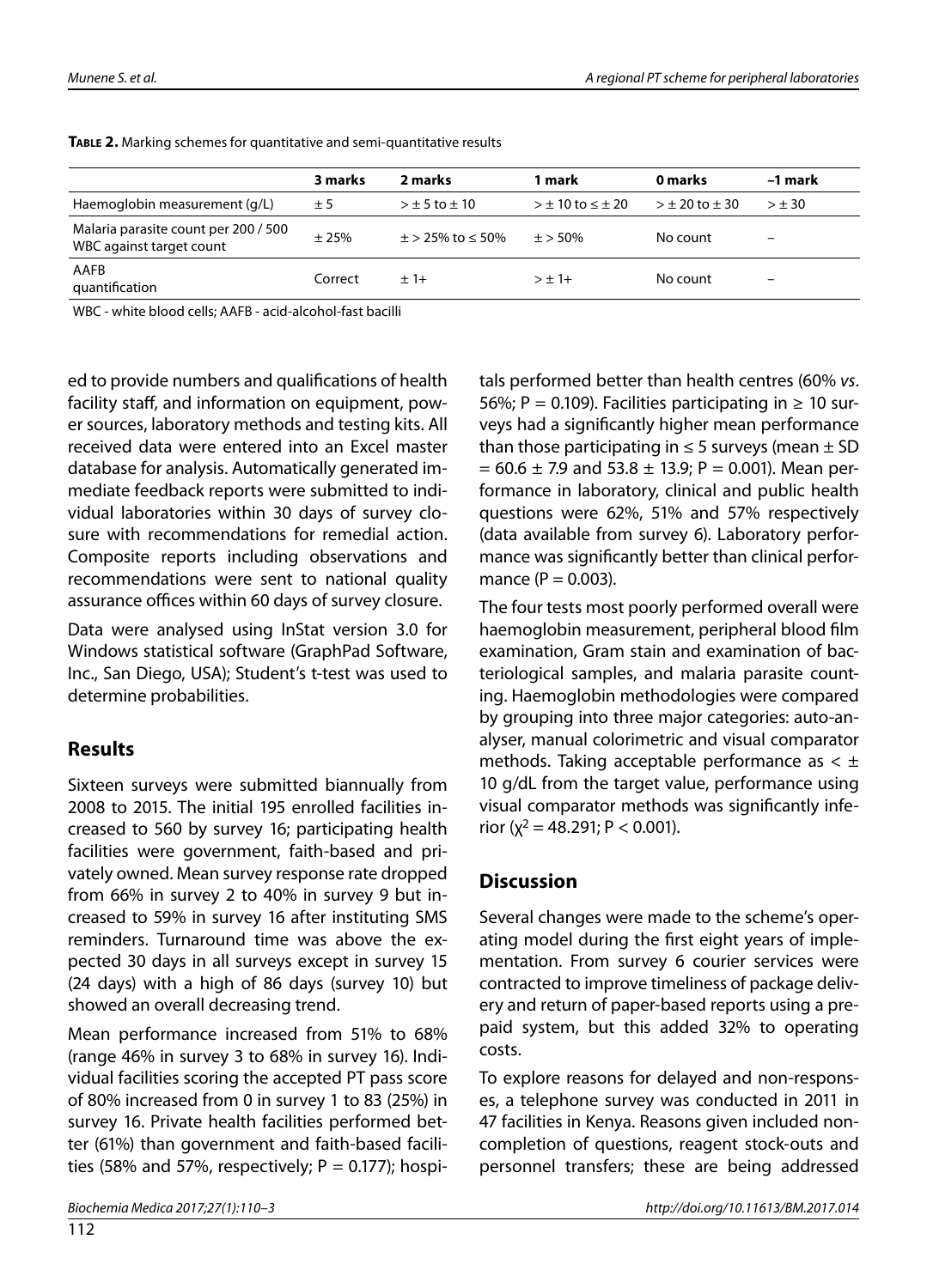**Table 2.** Marking schemes for quantitative and semi-quantitative results

| | 3 marks | 2 marks | 1 mark | 0 marks | –1 mark |
|---|---|---|---|---|---|
| Haemoglobin measurement (g/L) | ± 5 | > ± 5 to ± 10 | > ± 10 to ≤ ± 20 | > ± 20 to ± 30 | > ± 30 |
| Malaria parasite count per 200 / 500 WBC against target count | ± 25% | ± > 25% to ≤ 50% | ± > 50% | No count | – |
| AAFB quantification | Correct | ± 1+ | > ± 1+ | No count | – |

WBC - white blood cells; AAFB - acid-alcohol-fast bacilli

ed to provide numbers and qualifications of health facility staff, and information on equipment, power sources, laboratory methods and testing kits. All received data were entered into an Excel master database for analysis. Automatically generated immediate feedback reports were submitted to individual laboratories within 30 days of survey closure with recommendations for remedial action. Composite reports including observations and recommendations were sent to national quality assurance offices within 60 days of survey closure.

Data were analysed using InStat version 3.0 for Windows statistical software (GraphPad Software, Inc., San Diego, USA); Student's t-test was used to determine probabilities.

## Results

Sixteen surveys were submitted biannually from 2008 to 2015. The initial 195 enrolled facilities increased to 560 by survey 16; participating health facilities were government, faith-based and privately owned. Mean survey response rate dropped from 66% in survey 2 to 40% in survey 9 but increased to 59% in survey 16 after instituting SMS reminders. Turnaround time was above the expected 30 days in all surveys except in survey 15 (24 days) with a high of 86 days (survey 10) but showed an overall decreasing trend.

Mean performance increased from 51% to 68% (range 46% in survey 3 to 68% in survey 16). Individual facilities scoring the accepted PT pass score of 80% increased from 0 in survey 1 to 83 (25%) in survey 16. Private health facilities performed better (61%) than government and faith-based facilities (58% and 57%, respectively; $P = 0.177$); hospitals performed better than health centres (60% *vs*. 56%; $P = 0.109$). Facilities participating in ≥ 10 surveys had a significantly higher mean performance than those participating in ≤ 5 surveys (mean ± SD = 60.6 ± 7.9 and 53.8 ± 13.9; $P = 0.001$). Mean performance in laboratory, clinical and public health questions were 62%, 51% and 57% respectively (data available from survey 6). Laboratory performance was significantly better than clinical performance ($P = 0.003$).

The four tests most poorly performed overall were haemoglobin measurement, peripheral blood film examination, Gram stain and examination of bacteriological samples, and malaria parasite counting. Haemoglobin methodologies were compared by grouping into three major categories: auto-analyser, manual colorimetric and visual comparator methods. Taking acceptable performance as < ± 10 g/dL from the target value, performance using visual comparator methods was significantly inferior ($\chi^2 = 48.291$; $P < 0.001$).

## Discussion

Several changes were made to the scheme's operating model during the first eight years of implementation. From survey 6 courier services were contracted to improve timeliness of package delivery and return of paper-based reports using a prepaid system, but this added 32% to operating costs.

To explore reasons for delayed and non-responses, a telephone survey was conducted in 2011 in 47 facilities in Kenya. Reasons given included non-completion of questions, reagent stock-outs and personnel transfers; these are being addressed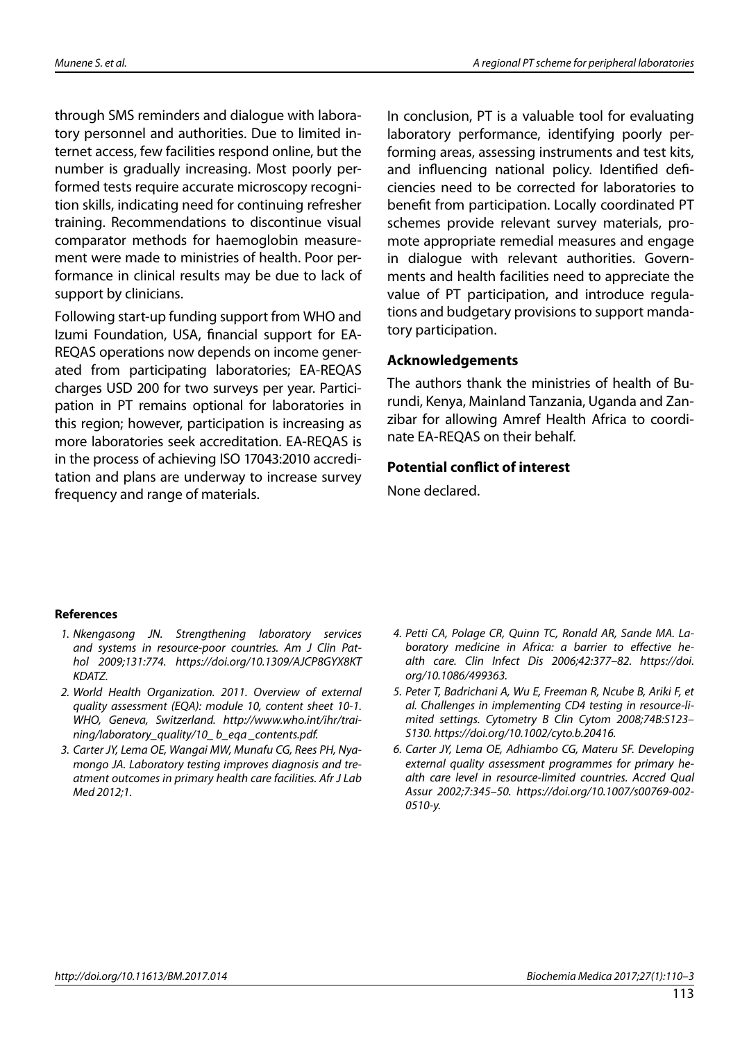through SMS reminders and dialogue with laboratory personnel and authorities. Due to limited internet access, few facilities respond online, but the number is gradually increasing. Most poorly performed tests require accurate microscopy recognition skills, indicating need for continuing refresher training. Recommendations to discontinue visual comparator methods for haemoglobin measurement were made to ministries of health. Poor performance in clinical results may be due to lack of support by clinicians.

Following start-up funding support from WHO and Izumi Foundation, USA, financial support for EA-REQAS operations now depends on income generated from participating laboratories; EA-REQAS charges USD 200 for two surveys per year. Participation in PT remains optional for laboratories in this region; however, participation is increasing as more laboratories seek accreditation. EA-REQAS is in the process of achieving ISO 17043:2010 accreditation and plans are underway to increase survey frequency and range of materials.

In conclusion, PT is a valuable tool for evaluating laboratory performance, identifying poorly performing areas, assessing instruments and test kits, and influencing national policy. Identified deficiencies need to be corrected for laboratories to benefit from participation. Locally coordinated PT schemes provide relevant survey materials, promote appropriate remedial measures and engage in dialogue with relevant authorities. Governments and health facilities need to appreciate the value of PT participation, and introduce regulations and budgetary provisions to support mandatory participation.

### Acknowledgements

The authors thank the ministries of health of Burundi, Kenya, Mainland Tanzania, Uganda and Zanzibar for allowing Amref Health Africa to coordinate EA-REQAS on their behalf.

### Potential conflict of interest

None declared.

#### References

1. *Nkengasong JN. Strengthening laboratory services and systems in resource-poor countries. Am J Clin Pathol 2009;131:774. https://doi.org/10.1309/AJCP8GYX8KTKDATZ.*
2. *World Health Organization. 2011. Overview of external quality assessment (EQA): module 10, content sheet 10-1. WHO, Geneva, Switzerland. http://www.who.int/ihr/training/laboratory_quality/10_ b_eqa _contents.pdf.*
3. *Carter JY, Lema OE, Wangai MW, Munafu CG, Rees PH, Nyamongo JA. Laboratory testing improves diagnosis and treatment outcomes in primary health care facilities. Afr J Lab Med 2012;1.*
4. *Petti CA, Polage CR, Quinn TC, Ronald AR, Sande MA. Laboratory medicine in Africa: a barrier to effective health care. Clin Infect Dis 2006;42:377–82. https://doi.org/10.1086/499363.*
5. *Peter T, Badrichani A, Wu E, Freeman R, Ncube B, Ariki F, et al. Challenges in implementing CD4 testing in resource-limited settings. Cytometry B Clin Cytom 2008;74B:S123–S130. https://doi.org/10.1002/cyto.b.20416.*
6. *Carter JY, Lema OE, Adhiambo CG, Materu SF. Developing external quality assessment programmes for primary health care level in resource-limited countries. Accred Qual Assur 2002;7:345–50. https://doi.org/10.1007/s00769-002-0510-y.*